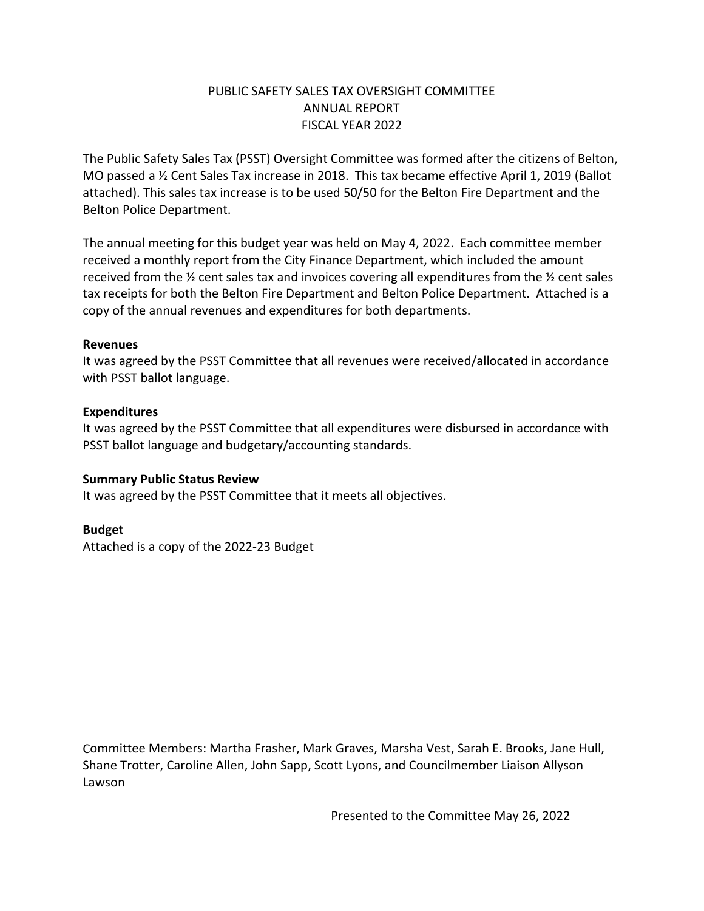# PUBLIC SAFETY SALES TAX OVERSIGHT COMMITTEE
## ANNUAL REPORT
## FISCAL YEAR 2022

The Public Safety Sales Tax (PSST) Oversight Committee was formed after the citizens of Belton, MO passed a ½ Cent Sales Tax increase in 2018. This tax became effective April 1, 2019 (Ballot attached). This sales tax increase is to be used 50/50 for the Belton Fire Department and the Belton Police Department.

The annual meeting for this budget year was held on May 4, 2022. Each committee member received a monthly report from the City Finance Department, which included the amount received from the ½ cent sales tax and invoices covering all expenditures from the ½ cent sales tax receipts for both the Belton Fire Department and Belton Police Department. Attached is a copy of the annual revenues and expenditures for both departments.

**Revenues**
It was agreed by the PSST Committee that all revenues were received/allocated in accordance with PSST ballot language.

**Expenditures**
It was agreed by the PSST Committee that all expenditures were disbursed in accordance with PSST ballot language and budgetary/accounting standards.

**Summary Public Status Review**
It was agreed by the PSST Committee that it meets all objectives.

**Budget**
Attached is a copy of the 2022-23 Budget

Committee Members: Martha Frasher, Mark Graves, Marsha Vest, Sarah E. Brooks, Jane Hull, Shane Trotter, Caroline Allen, John Sapp, Scott Lyons, and Councilmember Liaison Allyson Lawson

Presented to the Committee May 26, 2022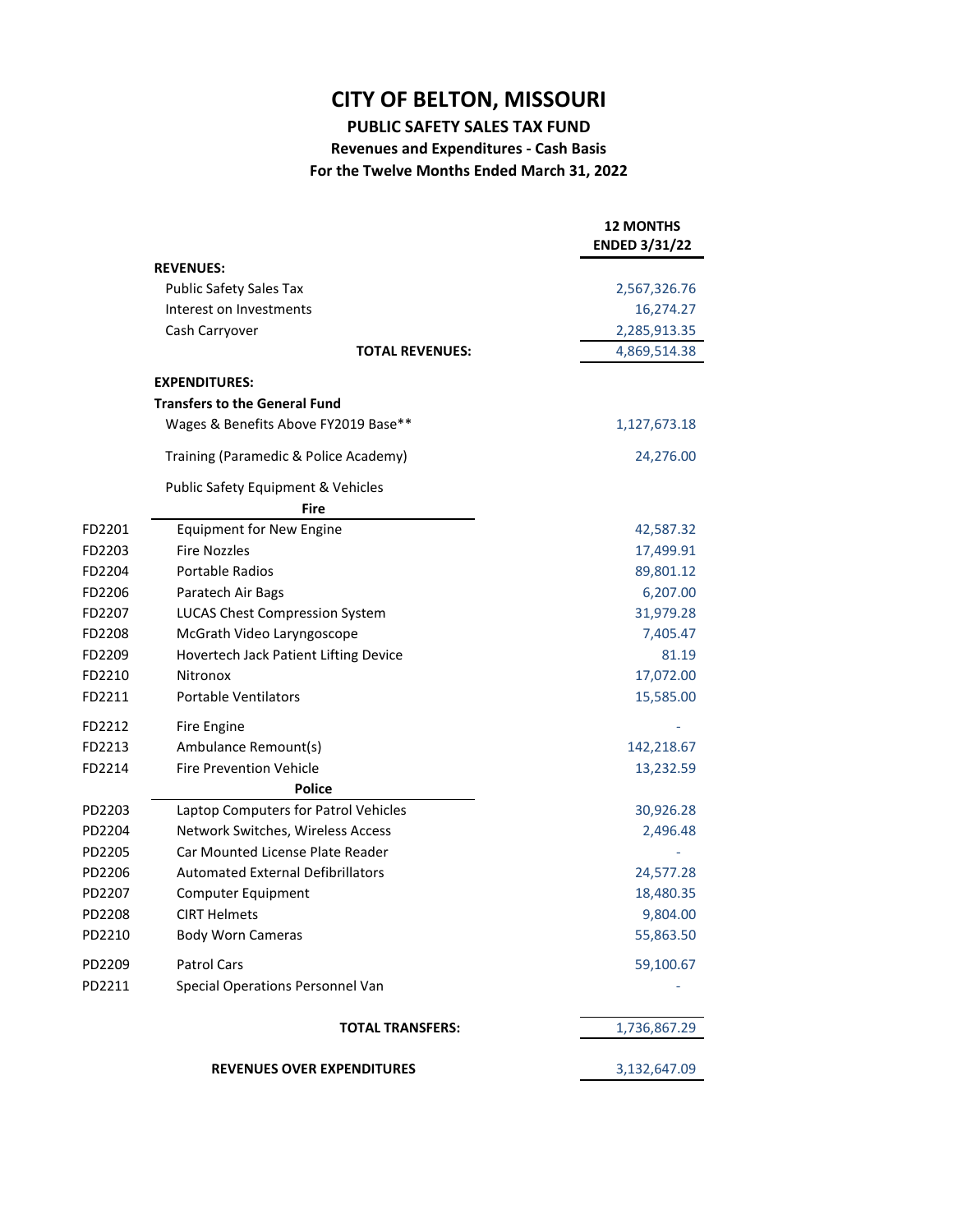# CITY OF BELTON, MISSOURI

## PUBLIC SAFETY SALES TAX FUND

### Revenues and Expenditures - Cash Basis

### For the Twelve Months Ended March 31, 2022

| | | 12 MONTHS ENDED 3/31/22 |
|---|---|---|
| | **REVENUES:** | |
| | Public Safety Sales Tax | 2,567,326.76 |
| | Interest on Investments | 16,274.27 |
| | Cash Carryover | 2,285,913.35 |
| | **TOTAL REVENUES:** | 4,869,514.38 |
| | **EXPENDITURES:** | |
| | **Transfers to the General Fund** | |
| | Wages & Benefits Above FY2019 Base** | 1,127,673.18 |
| | Training (Paramedic & Police Academy) | 24,276.00 |
| | Public Safety Equipment & Vehicles | |
| | **Fire** | |
| FD2201 | Equipment for New Engine | 42,587.32 |
| FD2203 | Fire Nozzles | 17,499.91 |
| FD2204 | Portable Radios | 89,801.12 |
| FD2206 | Paratech Air Bags | 6,207.00 |
| FD2207 | LUCAS Chest Compression System | 31,979.28 |
| FD2208 | McGrath Video Laryngoscope | 7,405.47 |
| FD2209 | Hovertech Jack Patient Lifting Device | 81.19 |
| FD2210 | Nitronox | 17,072.00 |
| FD2211 | Portable Ventilators | 15,585.00 |
| FD2212 | Fire Engine | - |
| FD2213 | Ambulance Remount(s) | 142,218.67 |
| FD2214 | Fire Prevention Vehicle | 13,232.59 |
| | **Police** | |
| PD2203 | Laptop Computers for Patrol Vehicles | 30,926.28 |
| PD2204 | Network Switches, Wireless Access | 2,496.48 |
| PD2205 | Car Mounted License Plate Reader | - |
| PD2206 | Automated External Defibrillators | 24,577.28 |
| PD2207 | Computer Equipment | 18,480.35 |
| PD2208 | CIRT Helmets | 9,804.00 |
| PD2210 | Body Worn Cameras | 55,863.50 |
| PD2209 | Patrol Cars | 59,100.67 |
| PD2211 | Special Operations Personnel Van | - |
| | **TOTAL TRANSFERS:** | 1,736,867.29 |
| | **REVENUES OVER EXPENDITURES** | 3,132,647.09 |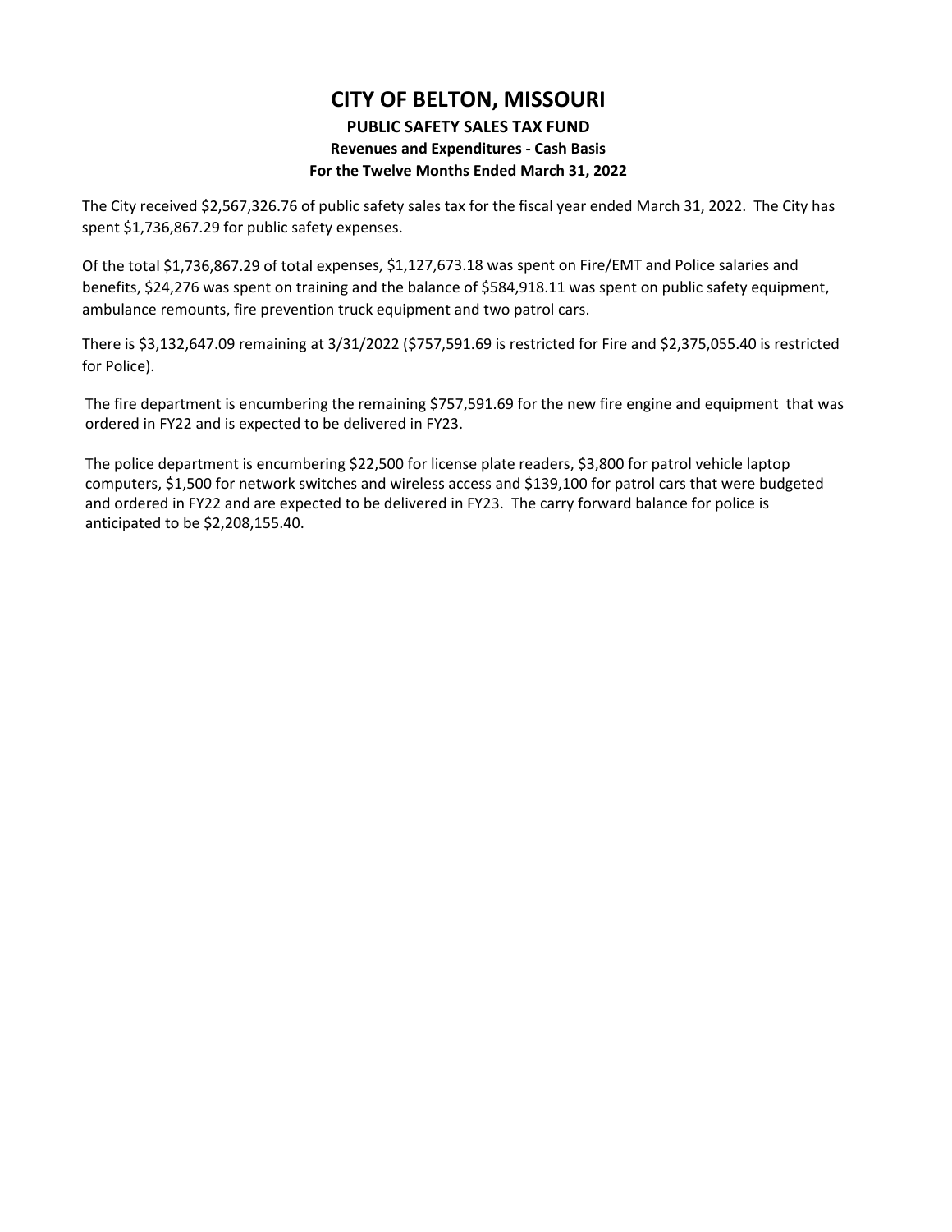# CITY OF BELTON, MISSOURI

### PUBLIC SAFETY SALES TAX FUND

**Revenues and Expenditures - Cash Basis**

**For the Twelve Months Ended March 31, 2022**

The City received $2,567,326.76 of public safety sales tax for the fiscal year ended March 31, 2022. The City has spent $1,736,867.29 for public safety expenses.

Of the total $1,736,867.29 of total expenses, $1,127,673.18 was spent on Fire/EMT and Police salaries and benefits, $24,276 was spent on training and the balance of $584,918.11 was spent on public safety equipment, ambulance remounts, fire prevention truck equipment and two patrol cars.

There is $3,132,647.09 remaining at 3/31/2022 ($757,591.69 is restricted for Fire and $2,375,055.40 is restricted for Police).

The fire department is encumbering the remaining $757,591.69 for the new fire engine and equipment that was ordered in FY22 and is expected to be delivered in FY23.

The police department is encumbering $22,500 for license plate readers, $3,800 for patrol vehicle laptop computers, $1,500 for network switches and wireless access and $139,100 for patrol cars that were budgeted and ordered in FY22 and are expected to be delivered in FY23. The carry forward balance for police is anticipated to be $2,208,155.40.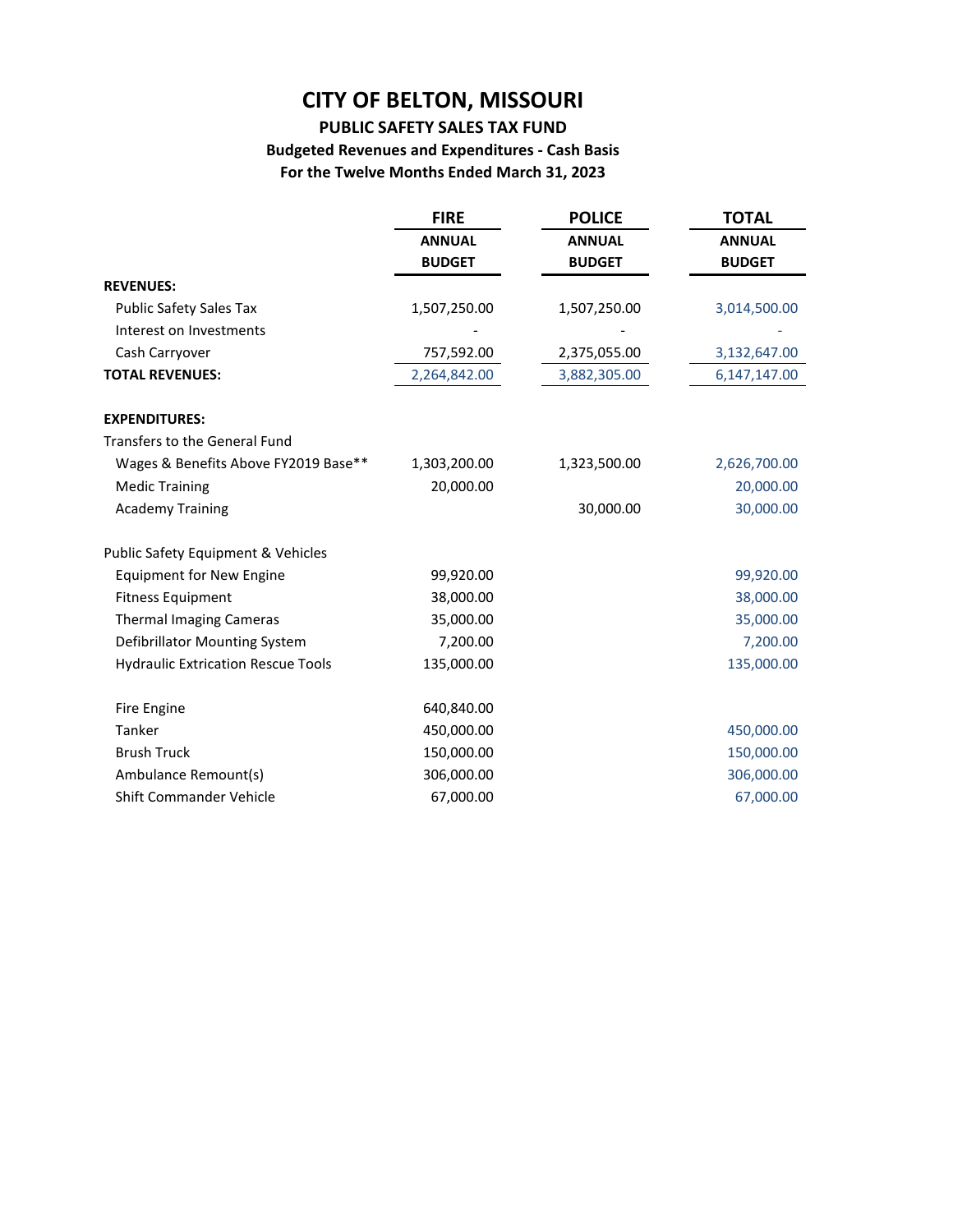# CITY OF BELTON, MISSOURI

## PUBLIC SAFETY SALES TAX FUND

### Budgeted Revenues and Expenditures - Cash Basis

### For the Twelve Months Ended March 31, 2023

| | FIRE ANNUAL BUDGET | POLICE ANNUAL BUDGET | TOTAL ANNUAL BUDGET |
|---|---|---|---|
| **REVENUES:** | | | |
| Public Safety Sales Tax | 1,507,250.00 | 1,507,250.00 | 3,014,500.00 |
| Interest on Investments | - | - | - |
| Cash Carryover | 757,592.00 | 2,375,055.00 | 3,132,647.00 |
| **TOTAL REVENUES:** | 2,264,842.00 | 3,882,305.00 | 6,147,147.00 |
| | | | |
| **EXPENDITURES:** | | | |
| Transfers to the General Fund | | | |
| Wages & Benefits Above FY2019 Base** | 1,303,200.00 | 1,323,500.00 | 2,626,700.00 |
| Medic Training | 20,000.00 | | 20,000.00 |
| Academy Training | | 30,000.00 | 30,000.00 |
| | | | |
| Public Safety Equipment & Vehicles | | | |
| Equipment for New Engine | 99,920.00 | | 99,920.00 |
| Fitness Equipment | 38,000.00 | | 38,000.00 |
| Thermal Imaging Cameras | 35,000.00 | | 35,000.00 |
| Defibrillator Mounting System | 7,200.00 | | 7,200.00 |
| Hydraulic Extrication Rescue Tools | 135,000.00 | | 135,000.00 |
| | | | |
| Fire Engine | 640,840.00 | | |
| Tanker | 450,000.00 | | 450,000.00 |
| Brush Truck | 150,000.00 | | 150,000.00 |
| Ambulance Remount(s) | 306,000.00 | | 306,000.00 |
| Shift Commander Vehicle | 67,000.00 | | 67,000.00 |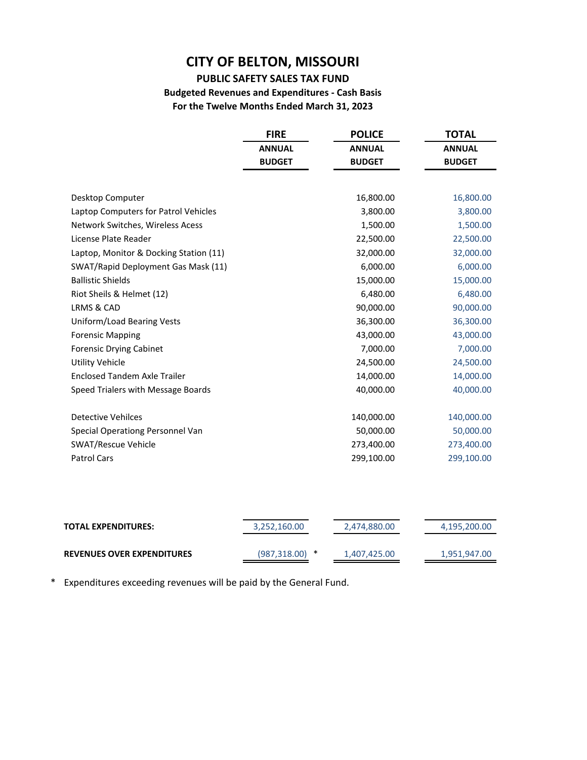# CITY OF BELTON, MISSOURI

## PUBLIC SAFETY SALES TAX FUND

### Budgeted Revenues and Expenditures - Cash Basis

### For the Twelve Months Ended March 31, 2023

| | FIRE ANNUAL BUDGET | POLICE ANNUAL BUDGET | TOTAL ANNUAL BUDGET |
|---|---|---|---|
| Desktop Computer | | 16,800.00 | 16,800.00 |
| Laptop Computers for Patrol Vehicles | | 3,800.00 | 3,800.00 |
| Network Switches, Wireless Acess | | 1,500.00 | 1,500.00 |
| License Plate Reader | | 22,500.00 | 22,500.00 |
| Laptop, Monitor & Docking Station (11) | | 32,000.00 | 32,000.00 |
| SWAT/Rapid Deployment Gas Mask (11) | | 6,000.00 | 6,000.00 |
| Ballistic Shields | | 15,000.00 | 15,000.00 |
| Riot Sheils & Helmet (12) | | 6,480.00 | 6,480.00 |
| LRMS & CAD | | 90,000.00 | 90,000.00 |
| Uniform/Load Bearing Vests | | 36,300.00 | 36,300.00 |
| Forensic Mapping | | 43,000.00 | 43,000.00 |
| Forensic Drying Cabinet | | 7,000.00 | 7,000.00 |
| Utility Vehicle | | 24,500.00 | 24,500.00 |
| Enclosed Tandem Axle Trailer | | 14,000.00 | 14,000.00 |
| Speed Trialers with Message Boards | | 40,000.00 | 40,000.00 |
| Detective Vehilces | | 140,000.00 | 140,000.00 |
| Special Operationg Personnel Van | | 50,000.00 | 50,000.00 |
| SWAT/Rescue Vehicle | | 273,400.00 | 273,400.00 |
| Patrol Cars | | 299,100.00 | 299,100.00 |
| **TOTAL EXPENDITURES:** | 3,252,160.00 | 2,474,880.00 | 4,195,200.00 |
| **REVENUES OVER EXPENDITURES** | (987,318.00) * | 1,407,425.00 | 1,951,947.00 |

\* Expenditures exceeding revenues will be paid by the General Fund.